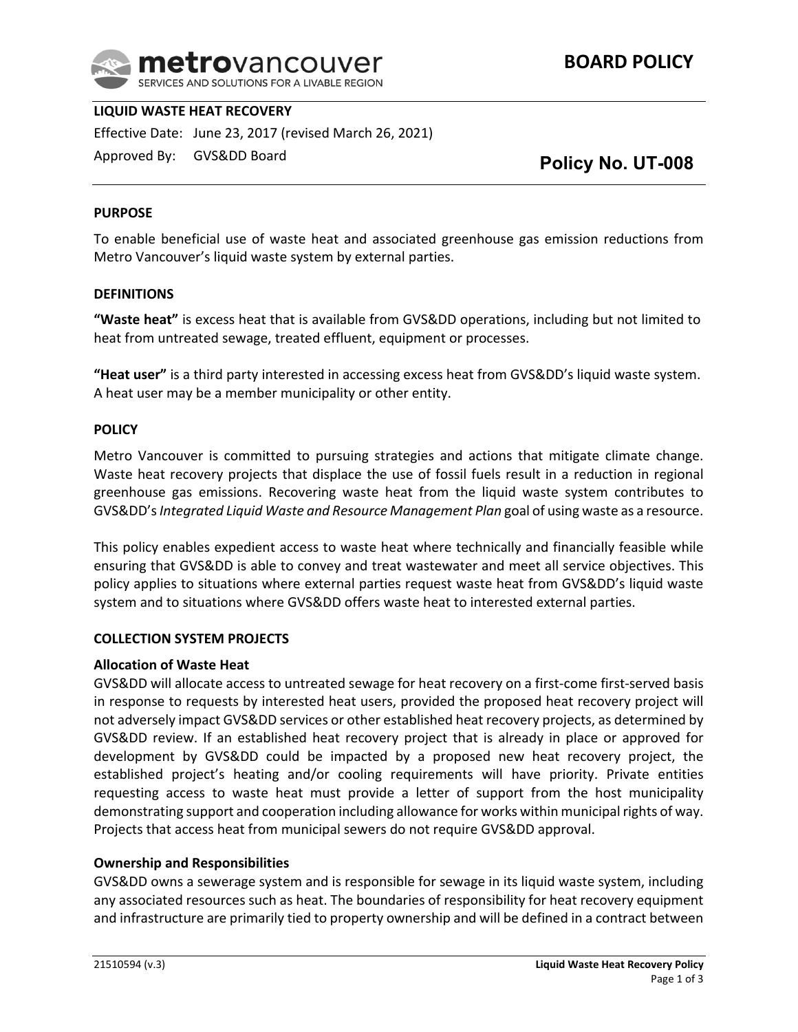metrovancouver
SERVICES AND SOLUTIONS FOR A LIVABLE REGION

# BOARD POLICY

**LIQUID WASTE HEAT RECOVERY**

Effective Date: June 23, 2017 (revised March 26, 2021)

Approved By: GVS&DD Board

**Policy No. UT-008**

## PURPOSE

To enable beneficial use of waste heat and associated greenhouse gas emission reductions from Metro Vancouver's liquid waste system by external parties.

## DEFINITIONS

**"Waste heat"** is excess heat that is available from GVS&DD operations, including but not limited to heat from untreated sewage, treated effluent, equipment or processes.

**"Heat user"** is a third party interested in accessing excess heat from GVS&DD's liquid waste system. A heat user may be a member municipality or other entity.

## POLICY

Metro Vancouver is committed to pursuing strategies and actions that mitigate climate change. Waste heat recovery projects that displace the use of fossil fuels result in a reduction in regional greenhouse gas emissions. Recovering waste heat from the liquid waste system contributes to GVS&DD's *Integrated Liquid Waste and Resource Management Plan* goal of using waste as a resource.

This policy enables expedient access to waste heat where technically and financially feasible while ensuring that GVS&DD is able to convey and treat wastewater and meet all service objectives. This policy applies to situations where external parties request waste heat from GVS&DD's liquid waste system and to situations where GVS&DD offers waste heat to interested external parties.

## COLLECTION SYSTEM PROJECTS

### Allocation of Waste Heat

GVS&DD will allocate access to untreated sewage for heat recovery on a first-come first-served basis in response to requests by interested heat users, provided the proposed heat recovery project will not adversely impact GVS&DD services or other established heat recovery projects, as determined by GVS&DD review. If an established heat recovery project that is already in place or approved for development by GVS&DD could be impacted by a proposed new heat recovery project, the established project's heating and/or cooling requirements will have priority. Private entities requesting access to waste heat must provide a letter of support from the host municipality demonstrating support and cooperation including allowance for works within municipal rights of way. Projects that access heat from municipal sewers do not require GVS&DD approval.

### Ownership and Responsibilities

GVS&DD owns a sewerage system and is responsible for sewage in its liquid waste system, including any associated resources such as heat. The boundaries of responsibility for heat recovery equipment and infrastructure are primarily tied to property ownership and will be defined in a contract between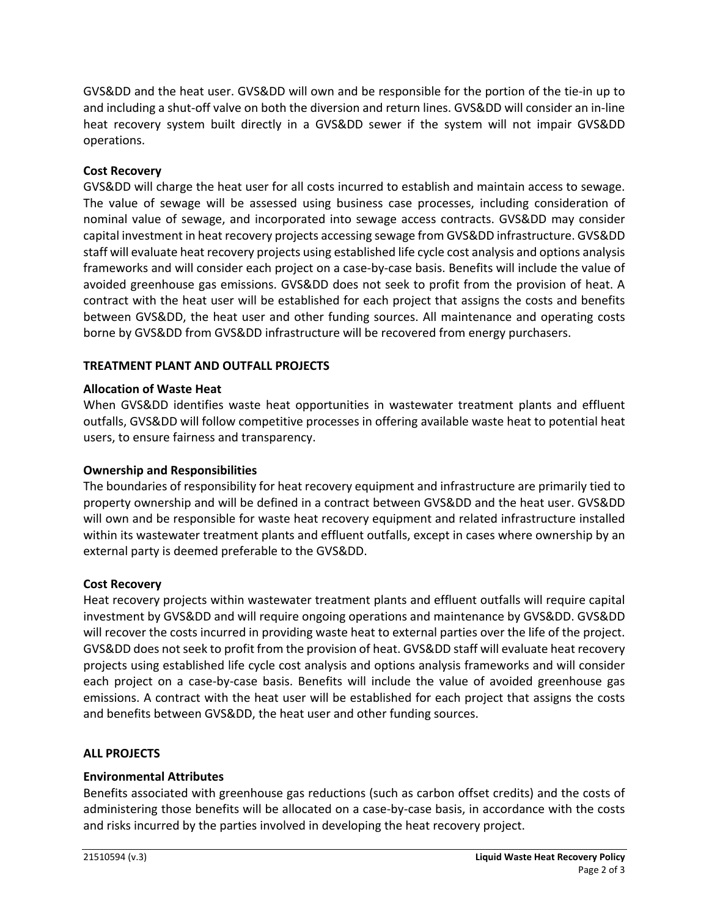GVS&DD and the heat user. GVS&DD will own and be responsible for the portion of the tie-in up to and including a shut-off valve on both the diversion and return lines. GVS&DD will consider an in-line heat recovery system built directly in a GVS&DD sewer if the system will not impair GVS&DD operations.

**Cost Recovery**

GVS&DD will charge the heat user for all costs incurred to establish and maintain access to sewage. The value of sewage will be assessed using business case processes, including consideration of nominal value of sewage, and incorporated into sewage access contracts. GVS&DD may consider capital investment in heat recovery projects accessing sewage from GVS&DD infrastructure. GVS&DD staff will evaluate heat recovery projects using established life cycle cost analysis and options analysis frameworks and will consider each project on a case-by-case basis. Benefits will include the value of avoided greenhouse gas emissions. GVS&DD does not seek to profit from the provision of heat. A contract with the heat user will be established for each project that assigns the costs and benefits between GVS&DD, the heat user and other funding sources. All maintenance and operating costs borne by GVS&DD from GVS&DD infrastructure will be recovered from energy purchasers.

## TREATMENT PLANT AND OUTFALL PROJECTS

**Allocation of Waste Heat**

When GVS&DD identifies waste heat opportunities in wastewater treatment plants and effluent outfalls, GVS&DD will follow competitive processes in offering available waste heat to potential heat users, to ensure fairness and transparency.

**Ownership and Responsibilities**

The boundaries of responsibility for heat recovery equipment and infrastructure are primarily tied to property ownership and will be defined in a contract between GVS&DD and the heat user. GVS&DD will own and be responsible for waste heat recovery equipment and related infrastructure installed within its wastewater treatment plants and effluent outfalls, except in cases where ownership by an external party is deemed preferable to the GVS&DD.

**Cost Recovery**

Heat recovery projects within wastewater treatment plants and effluent outfalls will require capital investment by GVS&DD and will require ongoing operations and maintenance by GVS&DD. GVS&DD will recover the costs incurred in providing waste heat to external parties over the life of the project. GVS&DD does not seek to profit from the provision of heat. GVS&DD staff will evaluate heat recovery projects using established life cycle cost analysis and options analysis frameworks and will consider each project on a case-by-case basis. Benefits will include the value of avoided greenhouse gas emissions. A contract with the heat user will be established for each project that assigns the costs and benefits between GVS&DD, the heat user and other funding sources.

## ALL PROJECTS

**Environmental Attributes**

Benefits associated with greenhouse gas reductions (such as carbon offset credits) and the costs of administering those benefits will be allocated on a case-by-case basis, in accordance with the costs and risks incurred by the parties involved in developing the heat recovery project.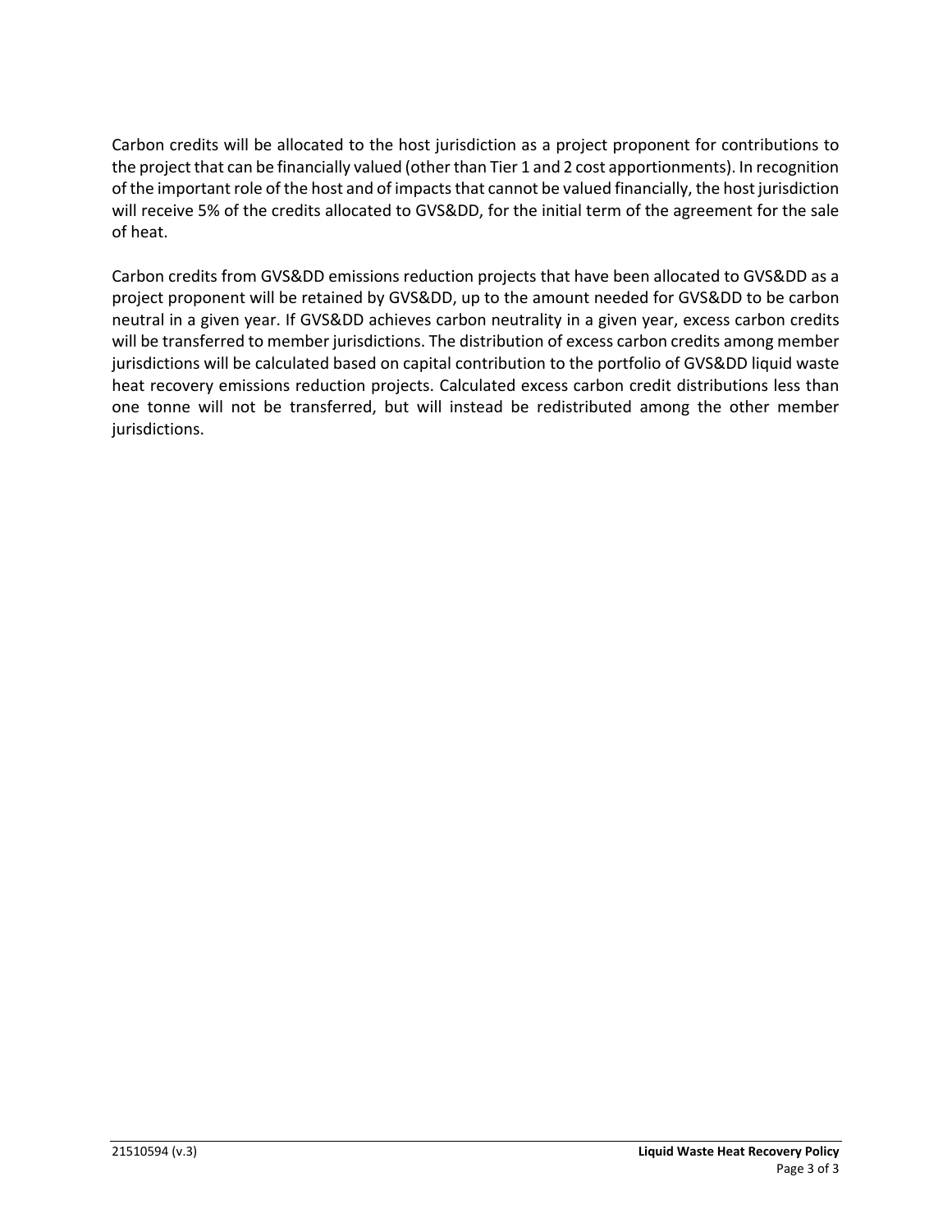Carbon credits will be allocated to the host jurisdiction as a project proponent for contributions to the project that can be financially valued (other than Tier 1 and 2 cost apportionments). In recognition of the important role of the host and of impacts that cannot be valued financially, the host jurisdiction will receive 5% of the credits allocated to GVS&DD, for the initial term of the agreement for the sale of heat.

Carbon credits from GVS&DD emissions reduction projects that have been allocated to GVS&DD as a project proponent will be retained by GVS&DD, up to the amount needed for GVS&DD to be carbon neutral in a given year. If GVS&DD achieves carbon neutrality in a given year, excess carbon credits will be transferred to member jurisdictions. The distribution of excess carbon credits among member jurisdictions will be calculated based on capital contribution to the portfolio of GVS&DD liquid waste heat recovery emissions reduction projects. Calculated excess carbon credit distributions less than one tonne will not be transferred, but will instead be redistributed among the other member jurisdictions.